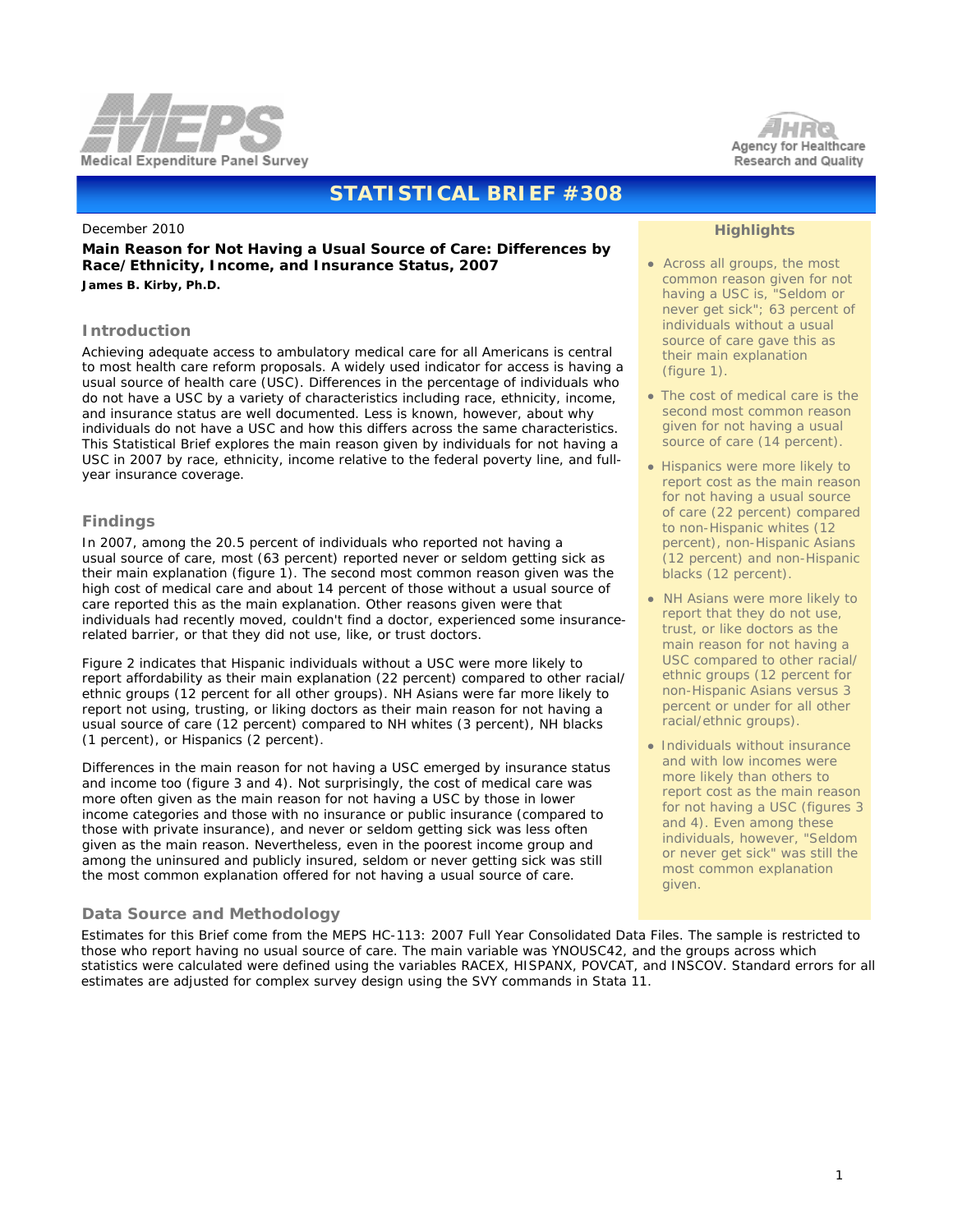# STATISTICAL BRIEF #308

December 2010

**Main Reason for Not Having a Usual Source of Care: Differences by Race/Ethnicity, Income, and Insurance Status, 2007**

***James B. Kirby, Ph.D.***

## Introduction

Achieving adequate access to ambulatory medical care for all Americans is central to most health care reform proposals. A widely used indicator for access is having a usual source of health care (USC). Differences in the percentage of individuals who do not have a USC by a variety of characteristics including race, ethnicity, income, and insurance status are well documented. Less is known, however, about why individuals do not have a USC and how this differs across the same characteristics. This Statistical Brief explores the main reason given by individuals for not having a USC in 2007 by race, ethnicity, income relative to the federal poverty line, and full-year insurance coverage.

## Findings

In 2007, among the 20.5 percent of individuals who reported not having a usual source of care, most (63 percent) reported never or seldom getting sick as their main explanation (figure 1). The second most common reason given was the high cost of medical care and about 14 percent of those without a usual source of care reported this as the main explanation. Other reasons given were that individuals had recently moved, couldn't find a doctor, experienced some insurance-related barrier, or that they did not use, like, or trust doctors.

Figure 2 indicates that Hispanic individuals without a USC were more likely to report affordability as their main explanation (22 percent) compared to other racial/ethnic groups (12 percent for all other groups). NH Asians were far more likely to report not using, trusting, or liking doctors as their main reason for not having a usual source of care (12 percent) compared to NH whites (3 percent), NH blacks (1 percent), or Hispanics (2 percent).

Differences in the main reason for not having a USC emerged by insurance status and income too (figure 3 and 4). Not surprisingly, the cost of medical care was more often given as the main reason for not having a USC by those in lower income categories and those with no insurance or public insurance (compared to those with private insurance), and never or seldom getting sick was less often given as the main reason. Nevertheless, even in the poorest income group and among the uninsured and publicly insured, seldom or never getting sick was still the most common explanation offered for not having a usual source of care.

## Highlights

- Across all groups, the most common reason given for not having a USC is, "Seldom or never get sick"; 63 percent of individuals without a usual source of care gave this as their main explanation (figure 1).
- The cost of medical care is the second most common reason given for not having a usual source of care (14 percent).
- Hispanics were more likely to report cost as the main reason for not having a usual source of care (22 percent) compared to non-Hispanic whites (12 percent), non-Hispanic Asians (12 percent) and non-Hispanic blacks (12 percent).
- NH Asians were more likely to report that they do not use, trust, or like doctors as the main reason for not having a USC compared to other racial/ethnic groups (12 percent for non-Hispanic Asians versus 3 percent or under for all other racial/ethnic groups).
- Individuals without insurance and with low incomes were more likely than others to report cost as the main reason for not having a USC (figures 3 and 4). Even among these individuals, however, "Seldom or never get sick" was still the most common explanation given.

## Data Source and Methodology

Estimates for this Brief come from the MEPS HC-113: 2007 Full Year Consolidated Data Files. The sample is restricted to those who report having no usual source of care. The main variable was YNOUSC42, and the groups across which statistics were calculated were defined using the variables RACEX, HISPANX, POVCAT, and INSCOV. Standard errors for all estimates are adjusted for complex survey design using the SVY commands in Stata 11.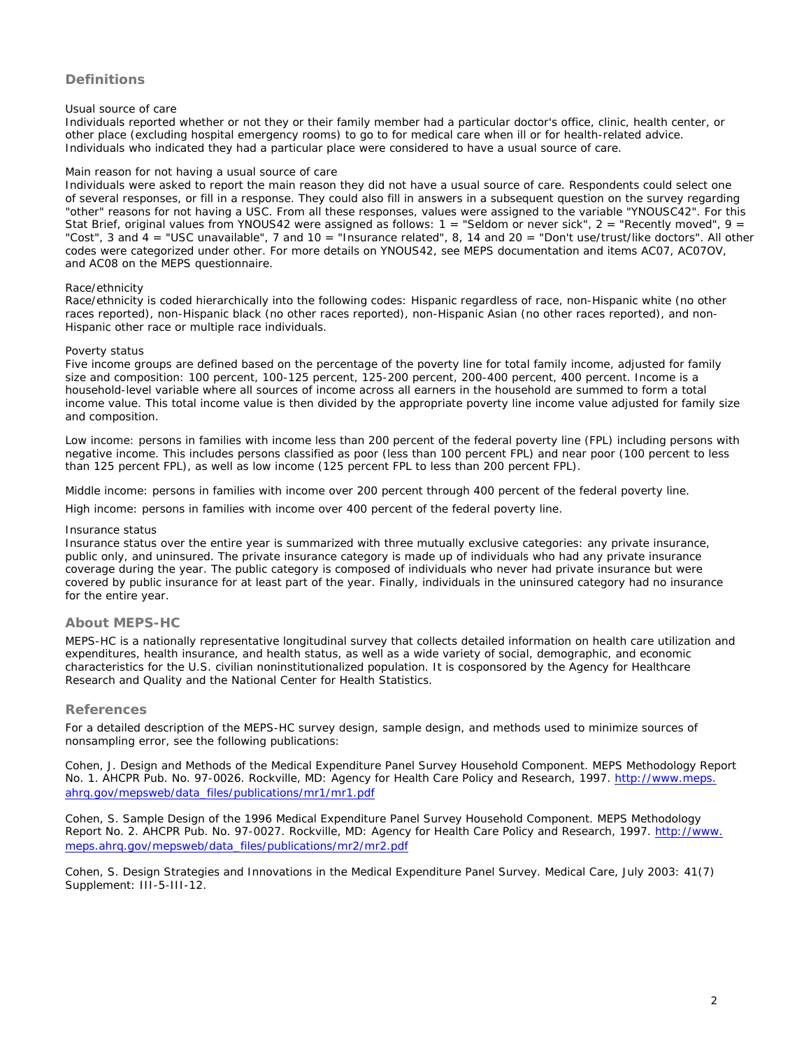## Definitions

Usual source of care

Individuals reported whether or not they or their family member had a particular doctor's office, clinic, health center, or other place (excluding hospital emergency rooms) to go to for medical care when ill or for health-related advice. Individuals who indicated they had a particular place were considered to have a usual source of care.

Main reason for not having a usual source of care

Individuals were asked to report the main reason they did not have a usual source of care. Respondents could select one of several responses, or fill in a response. They could also fill in answers in a subsequent question on the survey regarding "other" reasons for not having a USC. From all these responses, values were assigned to the variable "YNOUSC42". For this Stat Brief, original values from YNOUS42 were assigned as follows: 1 = "Seldom or never sick", 2 = "Recently moved", 9 = "Cost", 3 and 4 = "USC unavailable", 7 and 10 = "Insurance related", 8, 14 and 20 = "Don't use/trust/like doctors". All other codes were categorized under other. For more details on YNOUS42, see MEPS documentation and items AC07, AC07OV, and AC08 on the MEPS questionnaire.

Race/ethnicity

Race/ethnicity is coded hierarchically into the following codes: Hispanic regardless of race, non-Hispanic white (no other races reported), non-Hispanic black (no other races reported), non-Hispanic Asian (no other races reported), and non-Hispanic other race or multiple race individuals.

Poverty status

Five income groups are defined based on the percentage of the poverty line for total family income, adjusted for family size and composition: 100 percent, 100-125 percent, 125-200 percent, 200-400 percent, 400 percent. Income is a household-level variable where all sources of income across all earners in the household are summed to form a total income value. This total income value is then divided by the appropriate poverty line income value adjusted for family size and composition.

Low income: persons in families with income less than 200 percent of the federal poverty line (FPL) including persons with negative income. This includes persons classified as poor (less than 100 percent FPL) and near poor (100 percent to less than 125 percent FPL), as well as low income (125 percent FPL to less than 200 percent FPL).

Middle income: persons in families with income over 200 percent through 400 percent of the federal poverty line.

High income: persons in families with income over 400 percent of the federal poverty line.

Insurance status

Insurance status over the entire year is summarized with three mutually exclusive categories: any private insurance, public only, and uninsured. The private insurance category is made up of individuals who had any private insurance coverage during the year. The public category is composed of individuals who never had private insurance but were covered by public insurance for at least part of the year. Finally, individuals in the uninsured category had no insurance for the entire year.

## About MEPS-HC

MEPS-HC is a nationally representative longitudinal survey that collects detailed information on health care utilization and expenditures, health insurance, and health status, as well as a wide variety of social, demographic, and economic characteristics for the U.S. civilian noninstitutionalized population. It is cosponsored by the Agency for Healthcare Research and Quality and the National Center for Health Statistics.

## References

For a detailed description of the MEPS-HC survey design, sample design, and methods used to minimize sources of nonsampling error, see the following publications:

Cohen, J. Design and Methods of the Medical Expenditure Panel Survey Household Component. MEPS Methodology Report No. 1. AHCPR Pub. No. 97-0026. Rockville, MD: Agency for Health Care Policy and Research, 1997. http://www.meps.ahrq.gov/mepsweb/data_files/publications/mr1/mr1.pdf

Cohen, S. Sample Design of the 1996 Medical Expenditure Panel Survey Household Component. MEPS Methodology Report No. 2. AHCPR Pub. No. 97-0027. Rockville, MD: Agency for Health Care Policy and Research, 1997. http://www.meps.ahrq.gov/mepsweb/data_files/publications/mr2/mr2.pdf

Cohen, S. Design Strategies and Innovations in the Medical Expenditure Panel Survey. Medical Care, July 2003: 41(7) Supplement: III-5-III-12.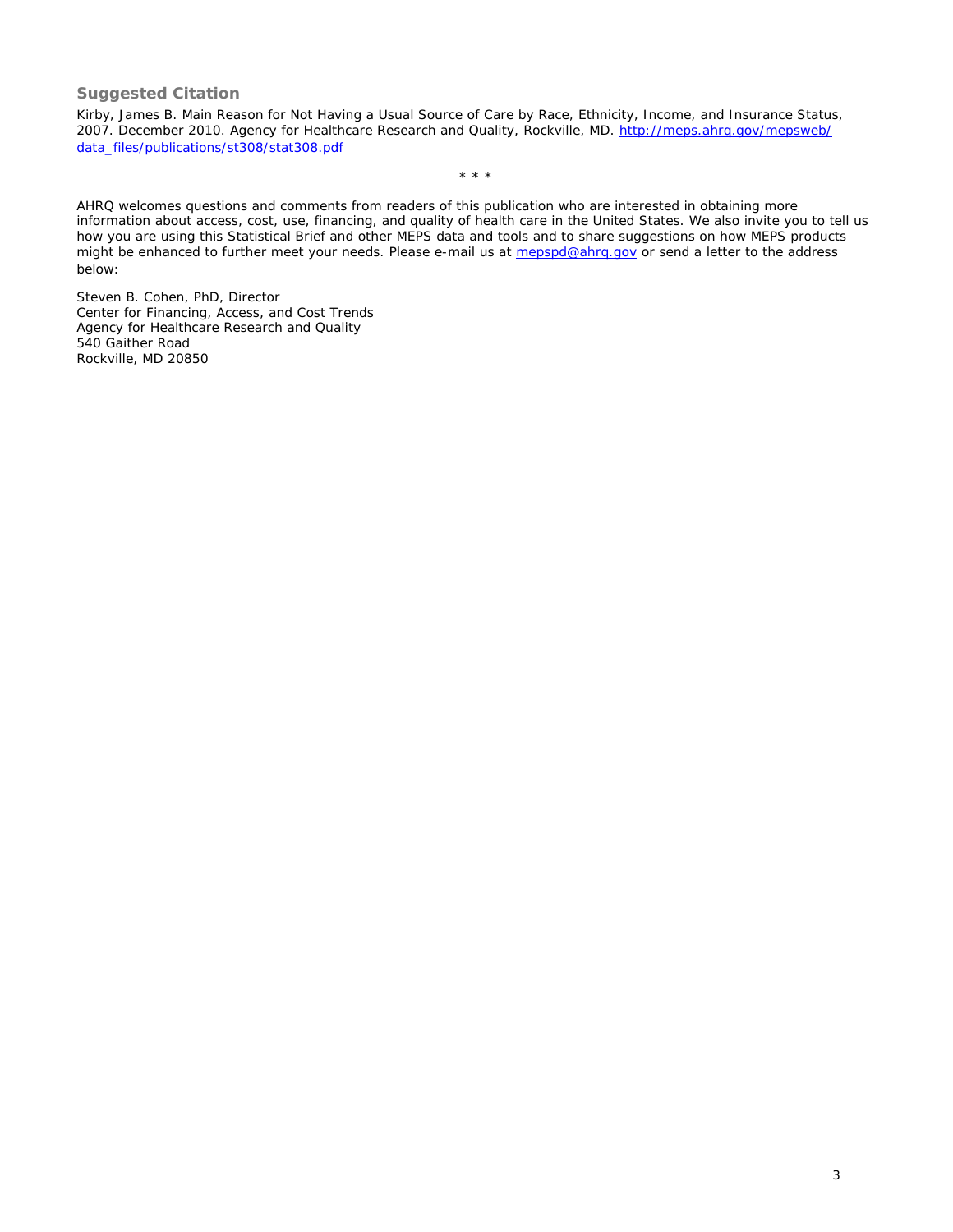## Suggested Citation

Kirby, James B. Main Reason for Not Having a Usual Source of Care by Race, Ethnicity, Income, and Insurance Status, 2007. December 2010. Agency for Healthcare Research and Quality, Rockville, MD. http://meps.ahrq.gov/mepsweb/data_files/publications/st308/stat308.pdf

\* \* \*

AHRQ welcomes questions and comments from readers of this publication who are interested in obtaining more information about access, cost, use, financing, and quality of health care in the United States. We also invite you to tell us how you are using this Statistical Brief and other MEPS data and tools and to share suggestions on how MEPS products might be enhanced to further meet your needs. Please e-mail us at mepspd@ahrq.gov or send a letter to the address below:

Steven B. Cohen, PhD, Director
Center for Financing, Access, and Cost Trends
Agency for Healthcare Research and Quality
540 Gaither Road
Rockville, MD 20850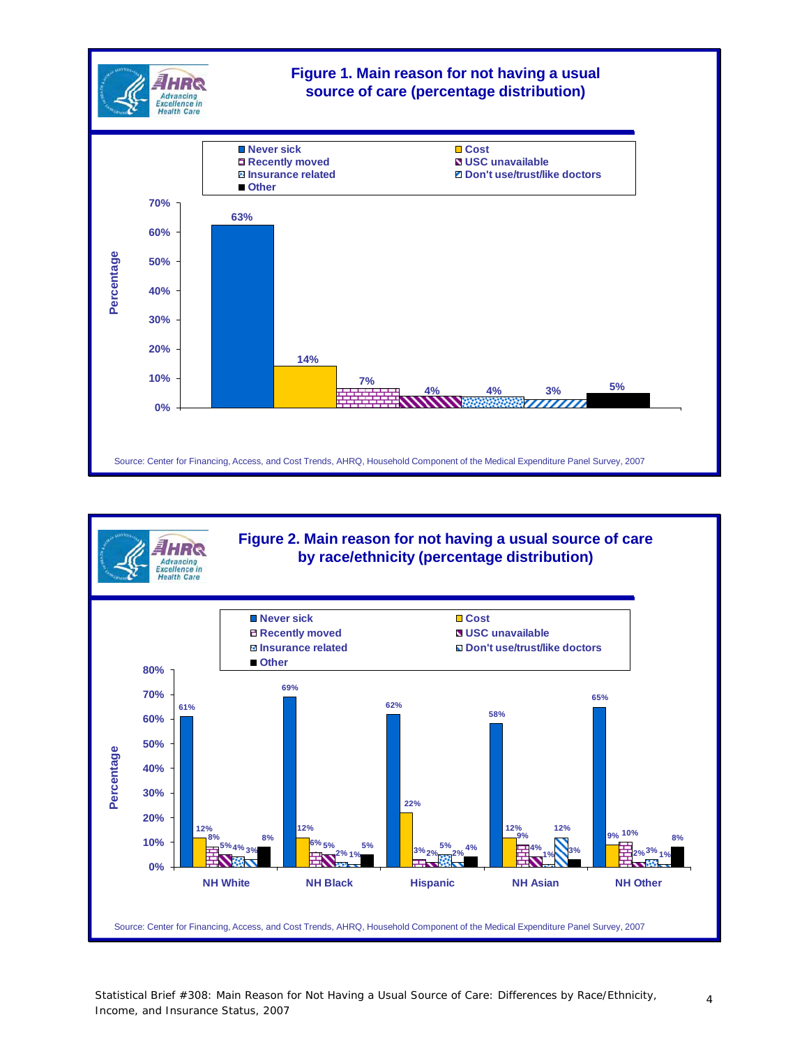## Figure 1. Main reason for not having a usual source of care (percentage distribution)

| Reason | Percentage |
|---|---|
| Never sick | 63% |
| Cost | 14% |
| Recently moved | 7% |
| USC unavailable | 4% |
| Insurance related | 4% |
| Don't use/trust/like doctors | 3% |
| Other | 5% |

Source: Center for Financing, Access, and Cost Trends, AHRQ, Household Component of the Medical Expenditure Panel Survey, 2007

## Figure 2. Main reason for not having a usual source of care by race/ethnicity (percentage distribution)

| Reason | NH White | NH Black | Hispanic | NH Asian | NH Other |
|---|---|---|---|---|---|
| Never sick | 61% | 69% | 62% | 58% | 65% |
| Cost | 12% | 12% | 22% | 12% | 9% |
| Recently moved | 8% | 6% | 3% | 9% | 10% |
| USC unavailable | 5% | 5% | 2% | 4% | 2% |
| Insurance related | 4% | 2% | 5% | 1% | 3% |
| Don't use/trust/like doctors | 3% | 1% | 2% | 12% | 1% |
| Other | 8% | 5% | 4% | 3% | 8% |

Source: Center for Financing, Access, and Cost Trends, AHRQ, Household Component of the Medical Expenditure Panel Survey, 2007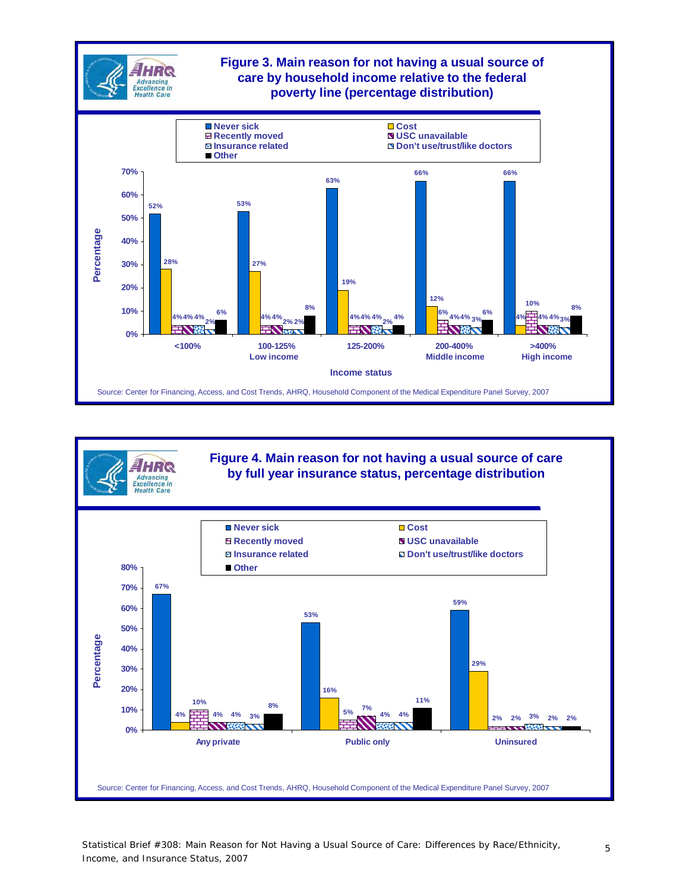## Figure 3. Main reason for not having a usual source of care by household income relative to the federal poverty line (percentage distribution)

AHRQ Advancing Excellence in Health Care

Never sick
Cost
Recently moved
USC unavailable
Insurance related
Don't use/trust/like doctors
Other

Percentage

70%
60%
50%
40%
30%
20%
10%
0%

52% 28% 4% 4% 4% 2% 6%

53% 27% 4% 4% 2% 2% 8%

63% 19% 4% 4% 4% 2% 4%

66% 12% 6% 4% 4% 3% 6%

66% 4% 10% 4% 4% 3% 8%

<100%
100-125% Low income
125-200%
200-400% Middle income
>400% High income

Income status

Source: Center for Financing, Access, and Cost Trends, AHRQ, Household Component of the Medical Expenditure Panel Survey, 2007

## Figure 4. Main reason for not having a usual source of care by full year insurance status, percentage distribution

AHRQ Advancing Excellence in Health Care

Never sick
Cost
Recently moved
USC unavailable
Insurance related
Don't use/trust/like doctors
Other

Percentage

80%
70%
60%
50%
40%
30%
20%
10%
0%

67% 4% 10% 4% 4% 3% 8%

53% 16% 5% 7% 4% 4% 11%

59% 29% 2% 2% 3% 2% 2%

Any private
Public only
Uninsured

Source: Center for Financing, Access, and Cost Trends, AHRQ, Household Component of the Medical Expenditure Panel Survey, 2007